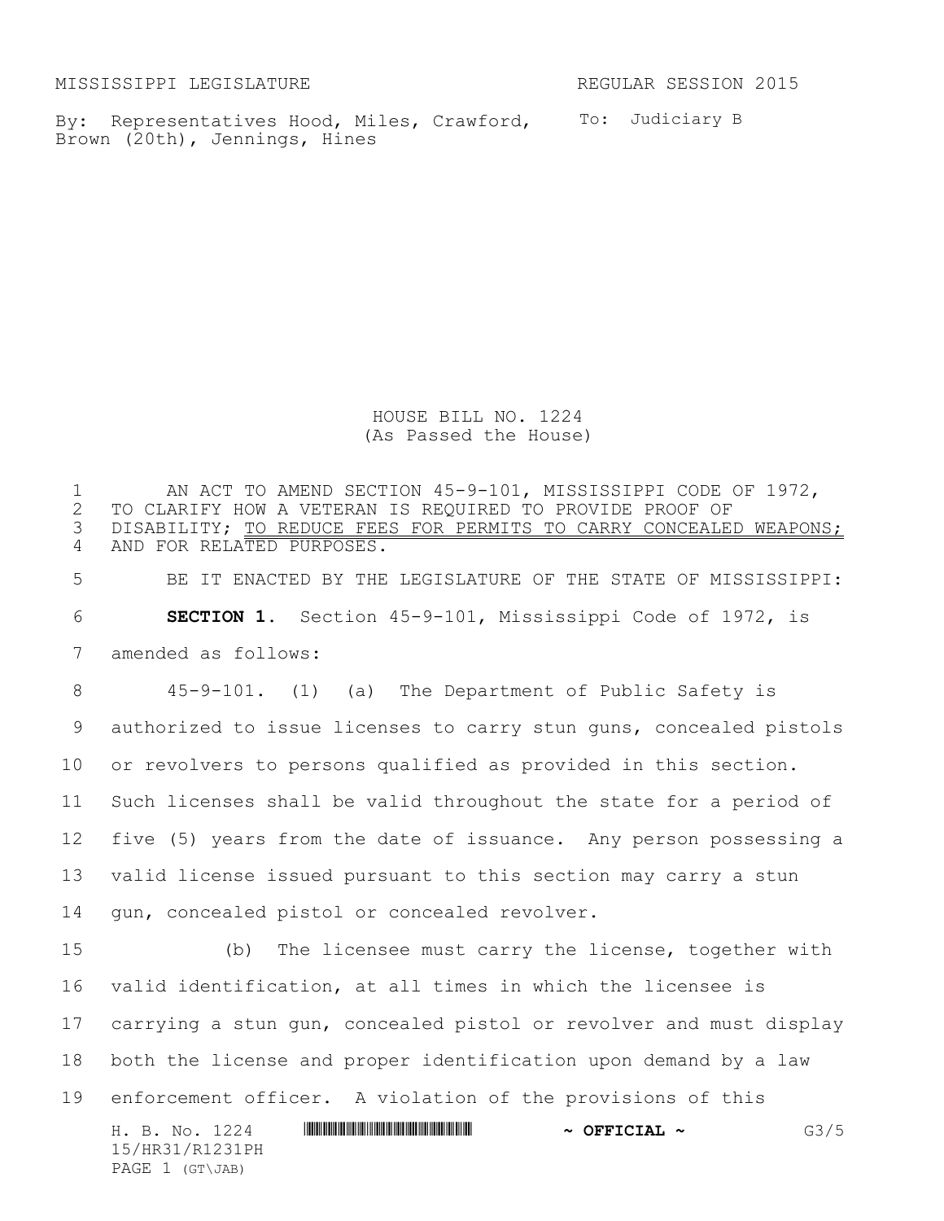MISSISSIPPI LEGISLATURE REGULAR SESSION 2015

By: Representatives Hood, Miles, Crawford, Brown (20th), Jennings, Hines

To: Judiciary B

# HOUSE BILL NO. 1224
(As Passed the House)

AN ACT TO AMEND SECTION 45-9-101, MISSISSIPPI CODE OF 1972, TO CLARIFY HOW A VETERAN IS REQUIRED TO PROVIDE PROOF OF DISABILITY; TO REDUCE FEES FOR PERMITS TO CARRY CONCEALED WEAPONS; AND FOR RELATED PURPOSES.

BE IT ENACTED BY THE LEGISLATURE OF THE STATE OF MISSISSIPPI:

**SECTION 1.** Section 45-9-101, Mississippi Code of 1972, is amended as follows:

45-9-101. (1) (a) The Department of Public Safety is authorized to issue licenses to carry stun guns, concealed pistols or revolvers to persons qualified as provided in this section. Such licenses shall be valid throughout the state for a period of five (5) years from the date of issuance. Any person possessing a valid license issued pursuant to this section may carry a stun gun, concealed pistol or concealed revolver.

(b) The licensee must carry the license, together with valid identification, at all times in which the licensee is carrying a stun gun, concealed pistol or revolver and must display both the license and proper identification upon demand by a law enforcement officer. A violation of the provisions of this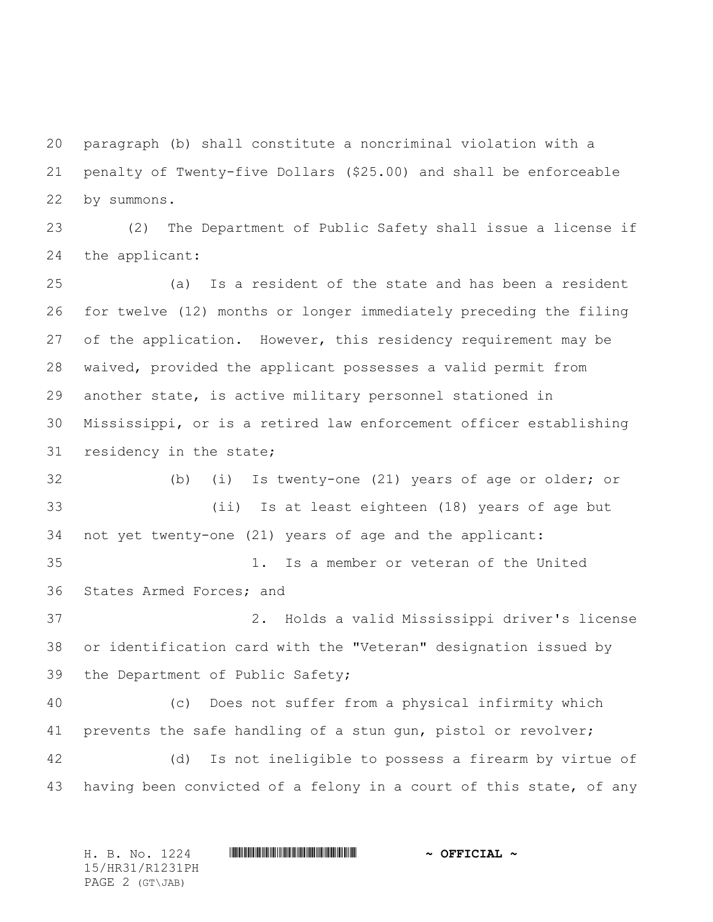paragraph (b) shall constitute a noncriminal violation with a penalty of Twenty-five Dollars ($25.00) and shall be enforceable by summons.

(2) The Department of Public Safety shall issue a license if the applicant:

(a) Is a resident of the state and has been a resident for twelve (12) months or longer immediately preceding the filing of the application. However, this residency requirement may be waived, provided the applicant possesses a valid permit from another state, is active military personnel stationed in Mississippi, or is a retired law enforcement officer establishing residency in the state;

(b) (i) Is twenty-one (21) years of age or older; or

(ii) Is at least eighteen (18) years of age but not yet twenty-one (21) years of age and the applicant:

1. Is a member or veteran of the United States Armed Forces; and

2. Holds a valid Mississippi driver's license or identification card with the "Veteran" designation issued by the Department of Public Safety;

(c) Does not suffer from a physical infirmity which prevents the safe handling of a stun gun, pistol or revolver;

(d) Is not ineligible to possess a firearm by virtue of having been convicted of a felony in a court of this state, of any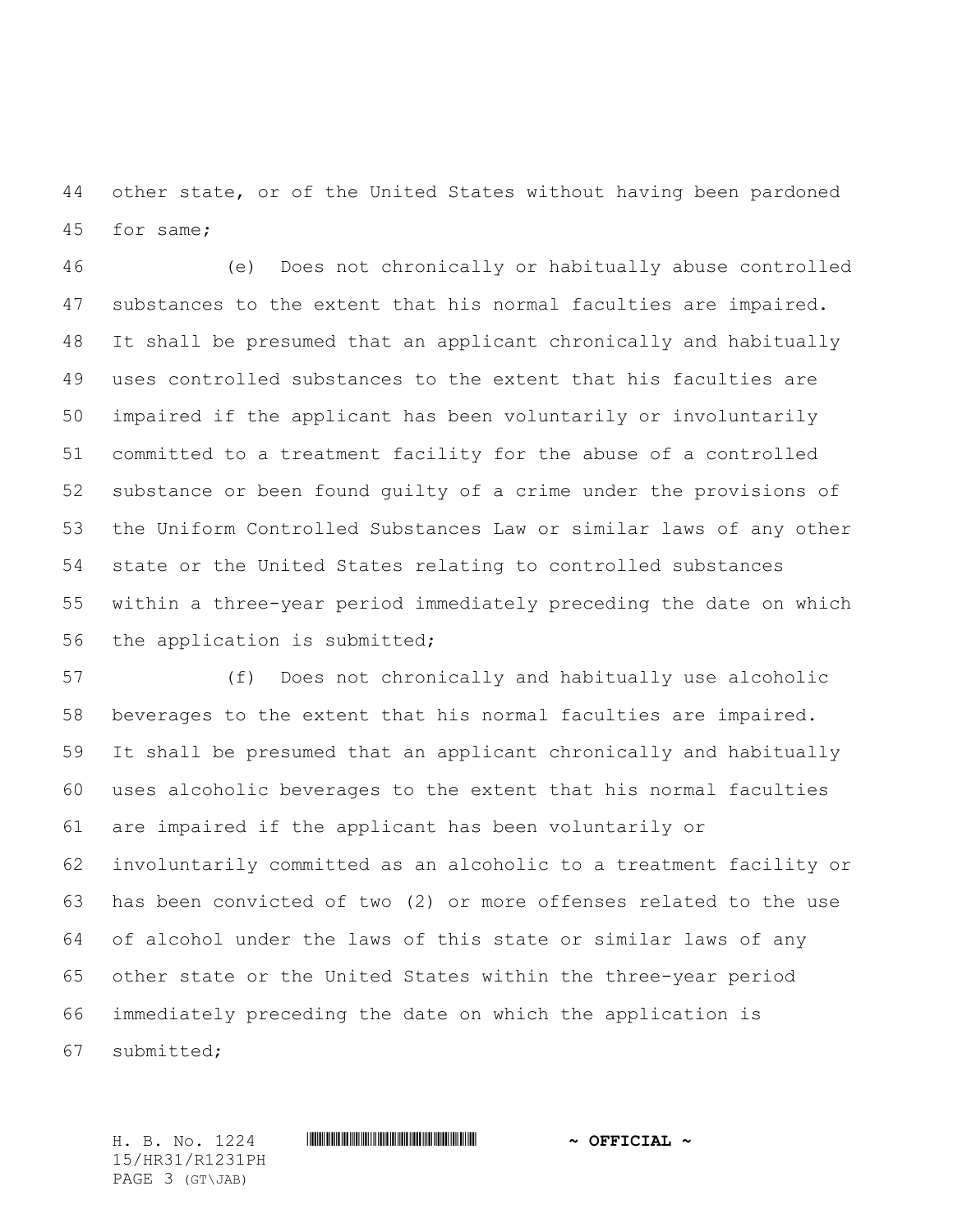other state, or of the United States without having been pardoned for same;

(e) Does not chronically or habitually abuse controlled substances to the extent that his normal faculties are impaired. It shall be presumed that an applicant chronically and habitually uses controlled substances to the extent that his faculties are impaired if the applicant has been voluntarily or involuntarily committed to a treatment facility for the abuse of a controlled substance or been found guilty of a crime under the provisions of the Uniform Controlled Substances Law or similar laws of any other state or the United States relating to controlled substances within a three-year period immediately preceding the date on which the application is submitted;

(f) Does not chronically and habitually use alcoholic beverages to the extent that his normal faculties are impaired. It shall be presumed that an applicant chronically and habitually uses alcoholic beverages to the extent that his normal faculties are impaired if the applicant has been voluntarily or involuntarily committed as an alcoholic to a treatment facility or has been convicted of two (2) or more offenses related to the use of alcohol under the laws of this state or similar laws of any other state or the United States within the three-year period immediately preceding the date on which the application is submitted;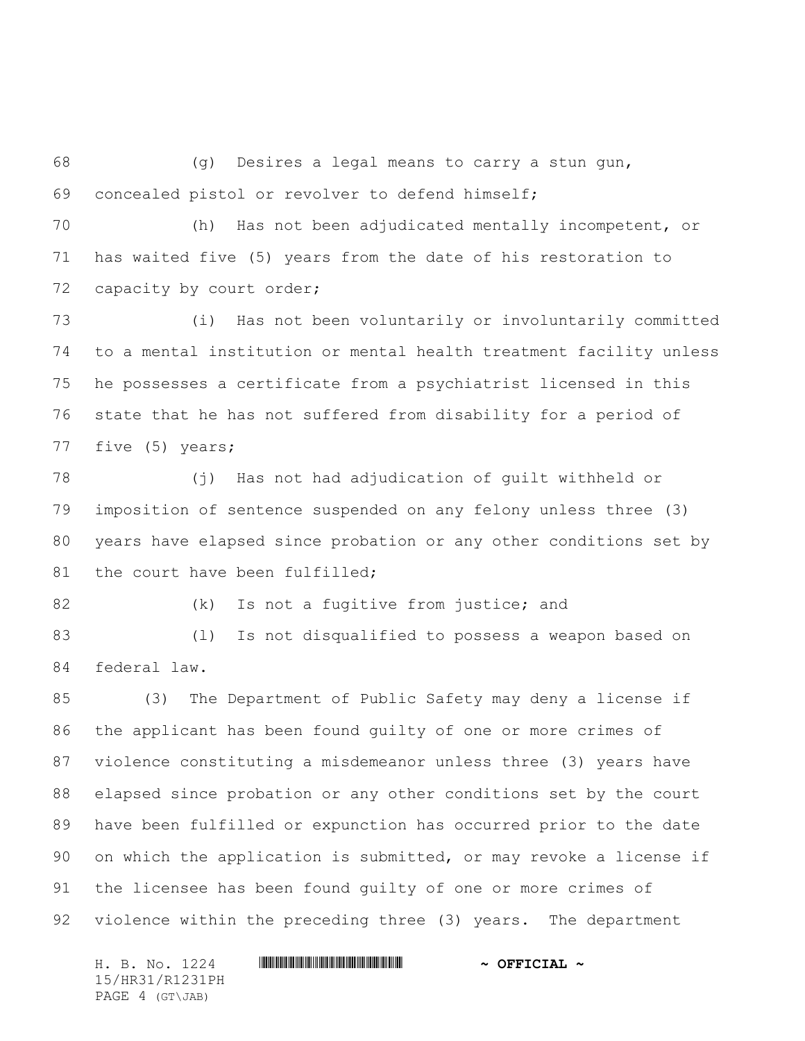(g) Desires a legal means to carry a stun gun, concealed pistol or revolver to defend himself;

(h) Has not been adjudicated mentally incompetent, or has waited five (5) years from the date of his restoration to capacity by court order;

(i) Has not been voluntarily or involuntarily committed to a mental institution or mental health treatment facility unless he possesses a certificate from a psychiatrist licensed in this state that he has not suffered from disability for a period of five (5) years;

(j) Has not had adjudication of guilt withheld or imposition of sentence suspended on any felony unless three (3) years have elapsed since probation or any other conditions set by the court have been fulfilled;

(k) Is not a fugitive from justice; and

(l) Is not disqualified to possess a weapon based on federal law.

(3) The Department of Public Safety may deny a license if the applicant has been found guilty of one or more crimes of violence constituting a misdemeanor unless three (3) years have elapsed since probation or any other conditions set by the court have been fulfilled or expunction has occurred prior to the date on which the application is submitted, or may revoke a license if the licensee has been found guilty of one or more crimes of violence within the preceding three (3) years. The department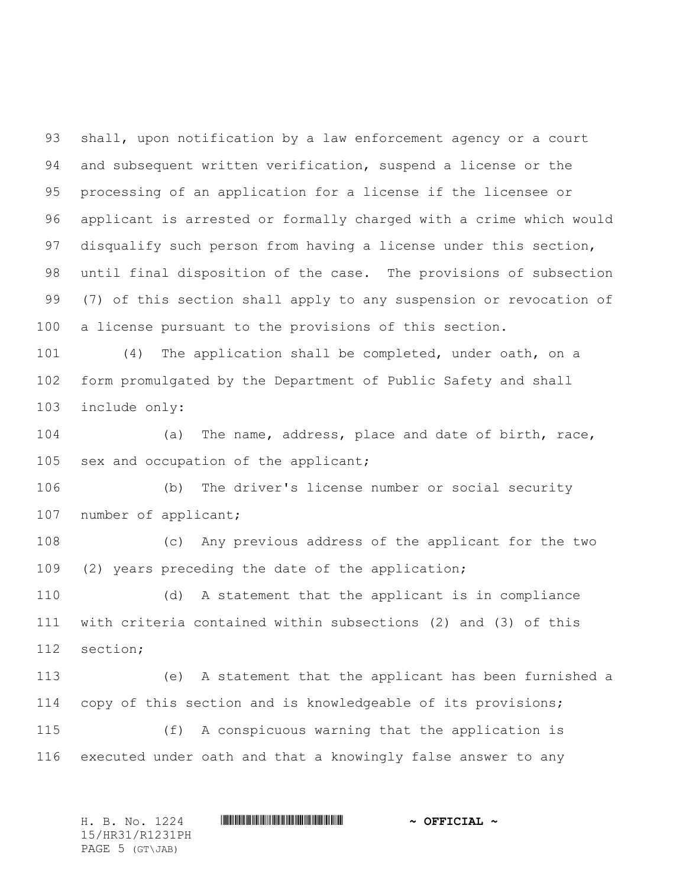shall, upon notification by a law enforcement agency or a court and subsequent written verification, suspend a license or the processing of an application for a license if the licensee or applicant is arrested or formally charged with a crime which would disqualify such person from having a license under this section, until final disposition of the case. The provisions of subsection (7) of this section shall apply to any suspension or revocation of a license pursuant to the provisions of this section.

(4) The application shall be completed, under oath, on a form promulgated by the Department of Public Safety and shall include only:

(a) The name, address, place and date of birth, race, sex and occupation of the applicant;

(b) The driver's license number or social security number of applicant;

(c) Any previous address of the applicant for the two (2) years preceding the date of the application;

(d) A statement that the applicant is in compliance with criteria contained within subsections (2) and (3) of this section;

(e) A statement that the applicant has been furnished a copy of this section and is knowledgeable of its provisions;

(f) A conspicuous warning that the application is executed under oath and that a knowingly false answer to any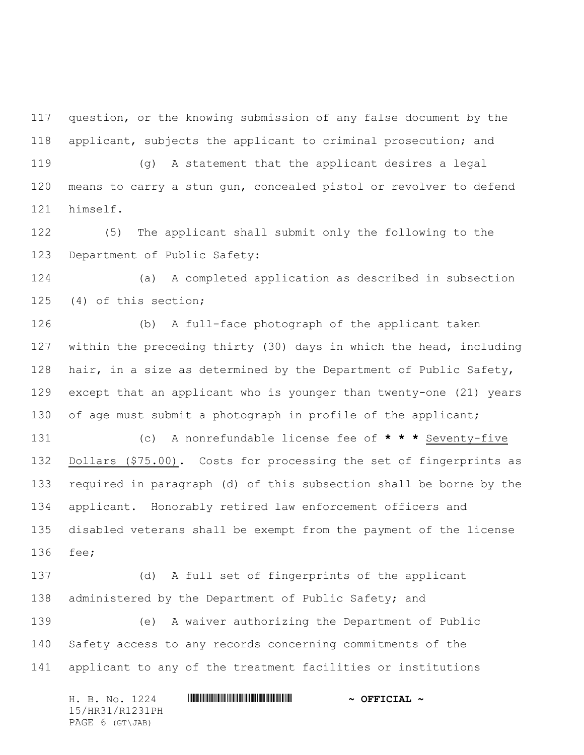question, or the knowing submission of any false document by the applicant, subjects the applicant to criminal prosecution; and

(g) A statement that the applicant desires a legal means to carry a stun gun, concealed pistol or revolver to defend himself.

(5) The applicant shall submit only the following to the Department of Public Safety:

(a) A completed application as described in subsection (4) of this section;

(b) A full-face photograph of the applicant taken within the preceding thirty (30) days in which the head, including hair, in a size as determined by the Department of Public Safety, except that an applicant who is younger than twenty-one (21) years of age must submit a photograph in profile of the applicant;

(c) A nonrefundable license fee of **\* \* \*** Seventy-five Dollars ($75.00). Costs for processing the set of fingerprints as required in paragraph (d) of this subsection shall be borne by the applicant. Honorably retired law enforcement officers and disabled veterans shall be exempt from the payment of the license fee;

(d) A full set of fingerprints of the applicant administered by the Department of Public Safety; and

(e) A waiver authorizing the Department of Public Safety access to any records concerning commitments of the applicant to any of the treatment facilities or institutions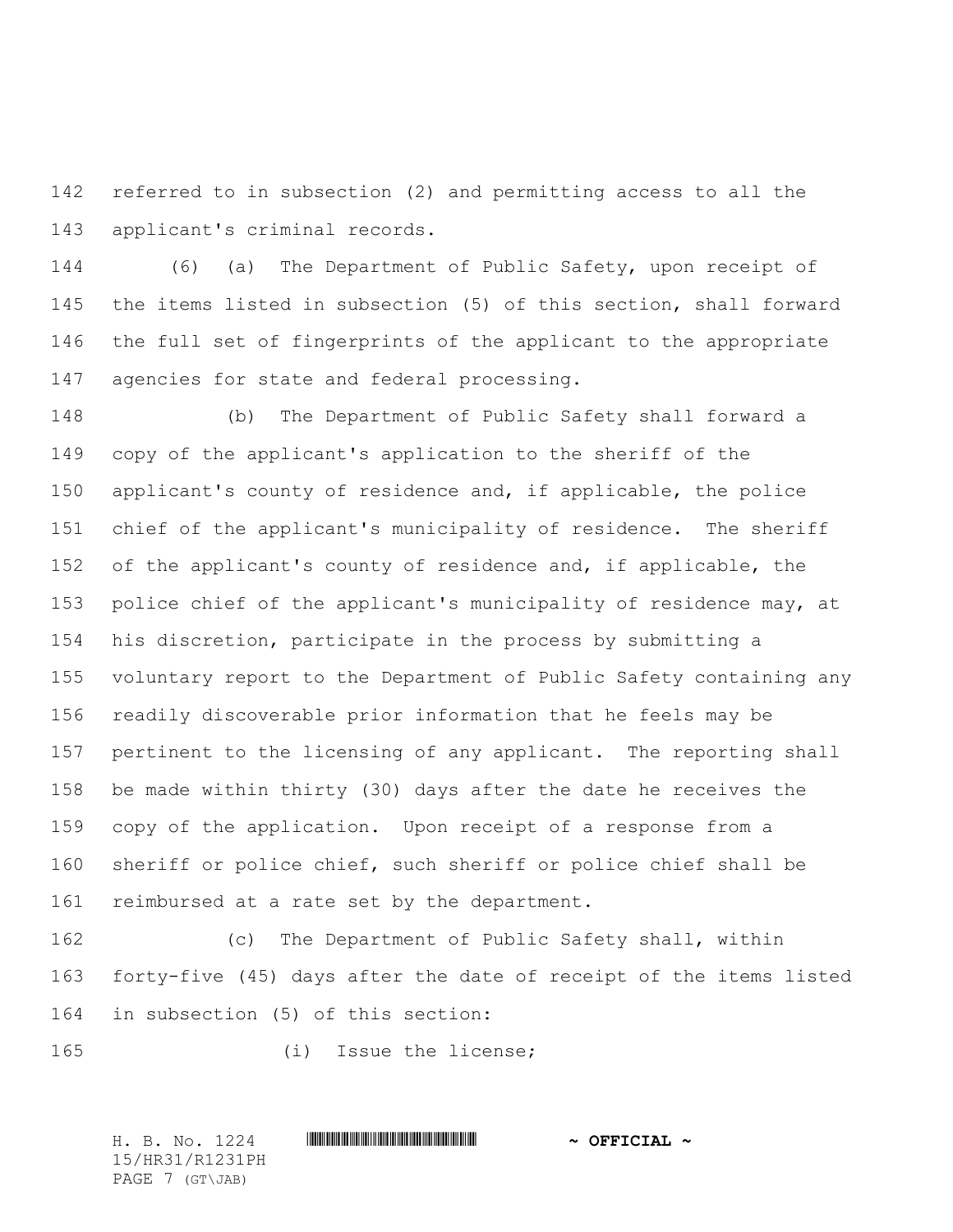referred to in subsection (2) and permitting access to all the applicant's criminal records.

(6) (a) The Department of Public Safety, upon receipt of the items listed in subsection (5) of this section, shall forward the full set of fingerprints of the applicant to the appropriate agencies for state and federal processing.

(b) The Department of Public Safety shall forward a copy of the applicant's application to the sheriff of the applicant's county of residence and, if applicable, the police chief of the applicant's municipality of residence. The sheriff of the applicant's county of residence and, if applicable, the police chief of the applicant's municipality of residence may, at his discretion, participate in the process by submitting a voluntary report to the Department of Public Safety containing any readily discoverable prior information that he feels may be pertinent to the licensing of any applicant. The reporting shall be made within thirty (30) days after the date he receives the copy of the application. Upon receipt of a response from a sheriff or police chief, such sheriff or police chief shall be reimbursed at a rate set by the department.

(c) The Department of Public Safety shall, within forty-five (45) days after the date of receipt of the items listed in subsection (5) of this section:

(i) Issue the license;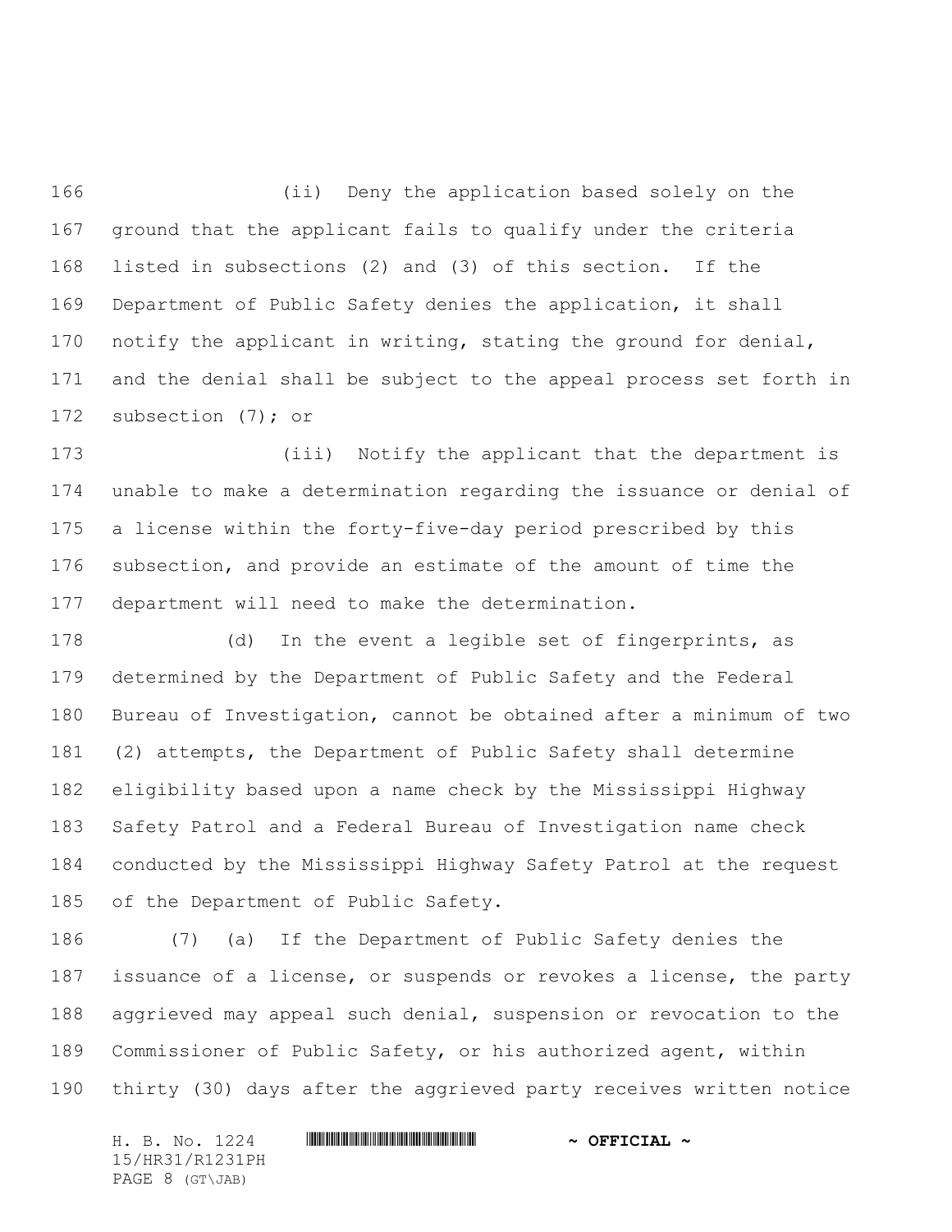(ii) Deny the application based solely on the ground that the applicant fails to qualify under the criteria listed in subsections (2) and (3) of this section. If the Department of Public Safety denies the application, it shall notify the applicant in writing, stating the ground for denial, and the denial shall be subject to the appeal process set forth in subsection (7); or

(iii) Notify the applicant that the department is unable to make a determination regarding the issuance or denial of a license within the forty-five-day period prescribed by this subsection, and provide an estimate of the amount of time the department will need to make the determination.

(d) In the event a legible set of fingerprints, as determined by the Department of Public Safety and the Federal Bureau of Investigation, cannot be obtained after a minimum of two (2) attempts, the Department of Public Safety shall determine eligibility based upon a name check by the Mississippi Highway Safety Patrol and a Federal Bureau of Investigation name check conducted by the Mississippi Highway Safety Patrol at the request of the Department of Public Safety.

(7) (a) If the Department of Public Safety denies the issuance of a license, or suspends or revokes a license, the party aggrieved may appeal such denial, suspension or revocation to the Commissioner of Public Safety, or his authorized agent, within thirty (30) days after the aggrieved party receives written notice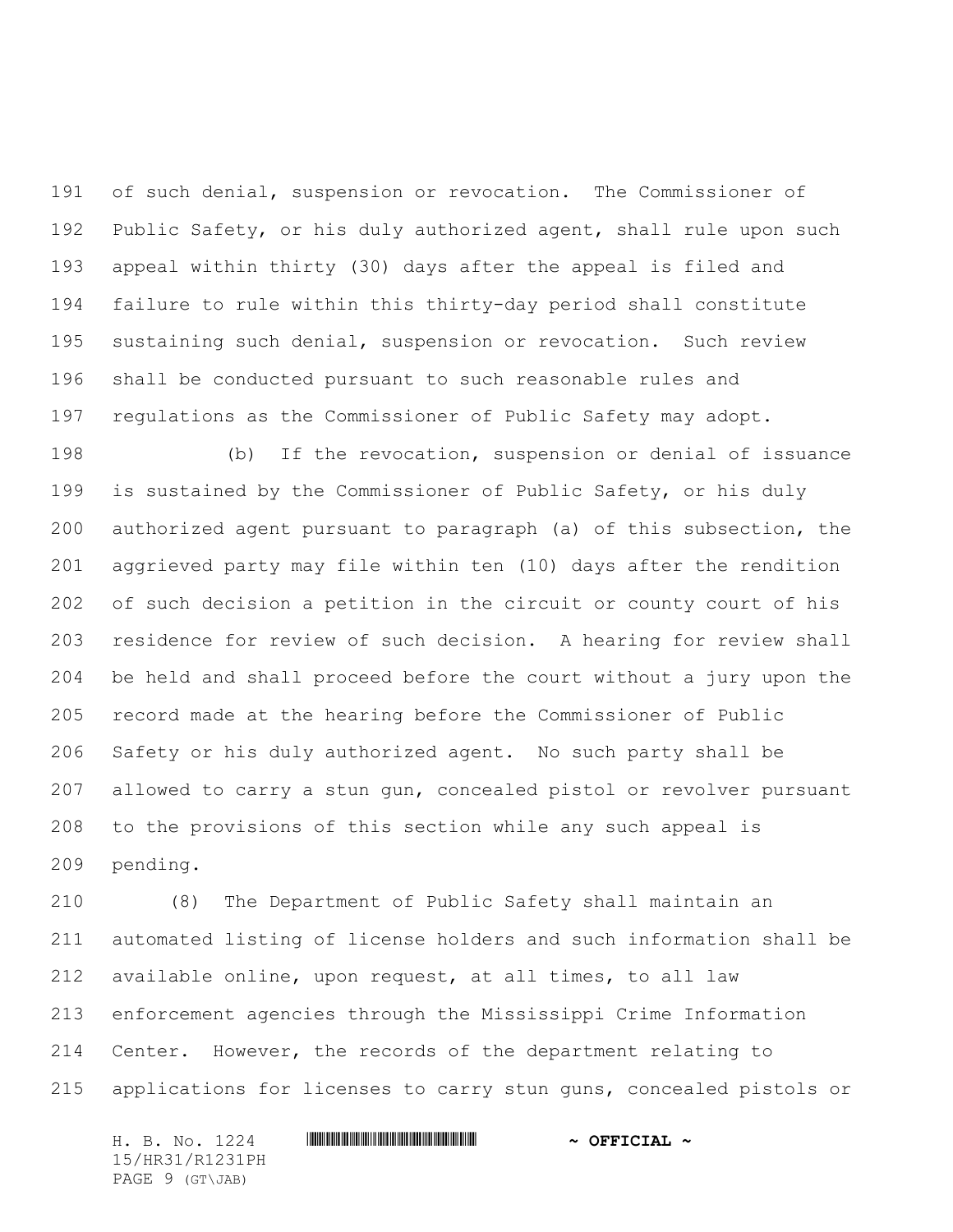of such denial, suspension or revocation. The Commissioner of Public Safety, or his duly authorized agent, shall rule upon such appeal within thirty (30) days after the appeal is filed and failure to rule within this thirty-day period shall constitute sustaining such denial, suspension or revocation. Such review shall be conducted pursuant to such reasonable rules and regulations as the Commissioner of Public Safety may adopt.

(b) If the revocation, suspension or denial of issuance is sustained by the Commissioner of Public Safety, or his duly authorized agent pursuant to paragraph (a) of this subsection, the aggrieved party may file within ten (10) days after the rendition of such decision a petition in the circuit or county court of his residence for review of such decision. A hearing for review shall be held and shall proceed before the court without a jury upon the record made at the hearing before the Commissioner of Public Safety or his duly authorized agent. No such party shall be allowed to carry a stun gun, concealed pistol or revolver pursuant to the provisions of this section while any such appeal is pending.

(8) The Department of Public Safety shall maintain an automated listing of license holders and such information shall be available online, upon request, at all times, to all law enforcement agencies through the Mississippi Crime Information Center. However, the records of the department relating to applications for licenses to carry stun guns, concealed pistols or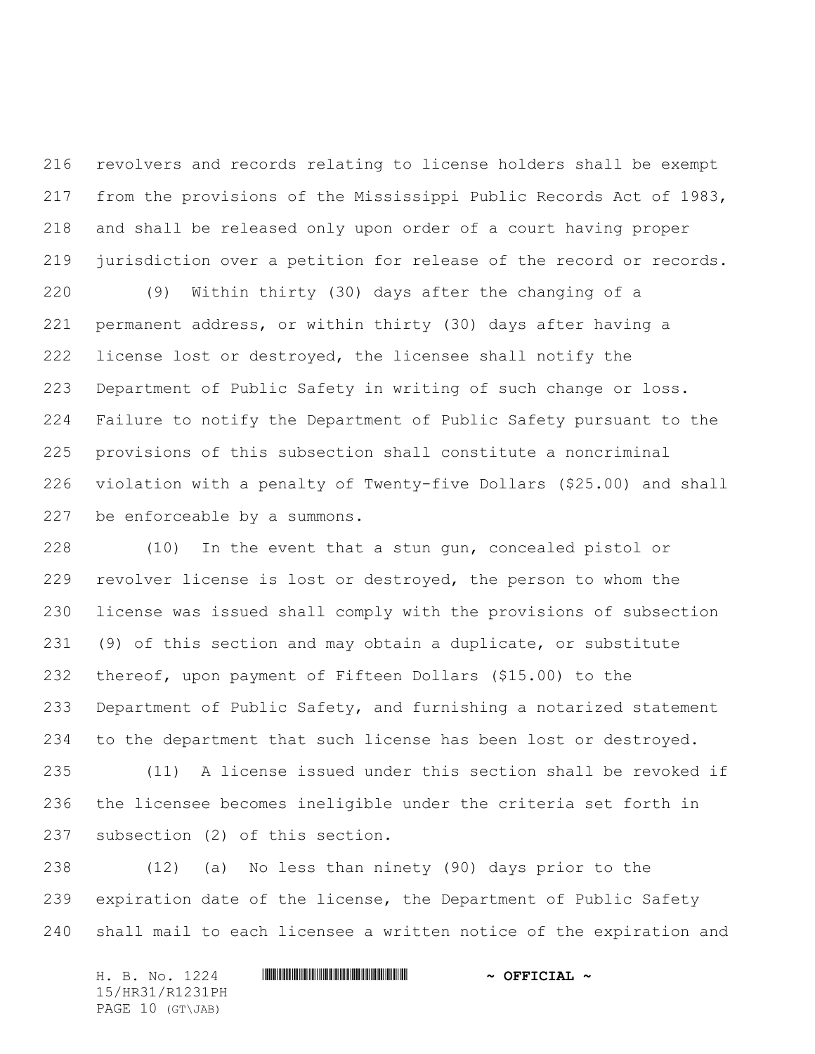revolvers and records relating to license holders shall be exempt from the provisions of the Mississippi Public Records Act of 1983, and shall be released only upon order of a court having proper jurisdiction over a petition for release of the record or records.

(9) Within thirty (30) days after the changing of a permanent address, or within thirty (30) days after having a license lost or destroyed, the licensee shall notify the Department of Public Safety in writing of such change or loss. Failure to notify the Department of Public Safety pursuant to the provisions of this subsection shall constitute a noncriminal violation with a penalty of Twenty-five Dollars ($25.00) and shall be enforceable by a summons.

(10) In the event that a stun gun, concealed pistol or revolver license is lost or destroyed, the person to whom the license was issued shall comply with the provisions of subsection (9) of this section and may obtain a duplicate, or substitute thereof, upon payment of Fifteen Dollars ($15.00) to the Department of Public Safety, and furnishing a notarized statement to the department that such license has been lost or destroyed.

(11) A license issued under this section shall be revoked if the licensee becomes ineligible under the criteria set forth in subsection (2) of this section.

(12) (a) No less than ninety (90) days prior to the expiration date of the license, the Department of Public Safety shall mail to each licensee a written notice of the expiration and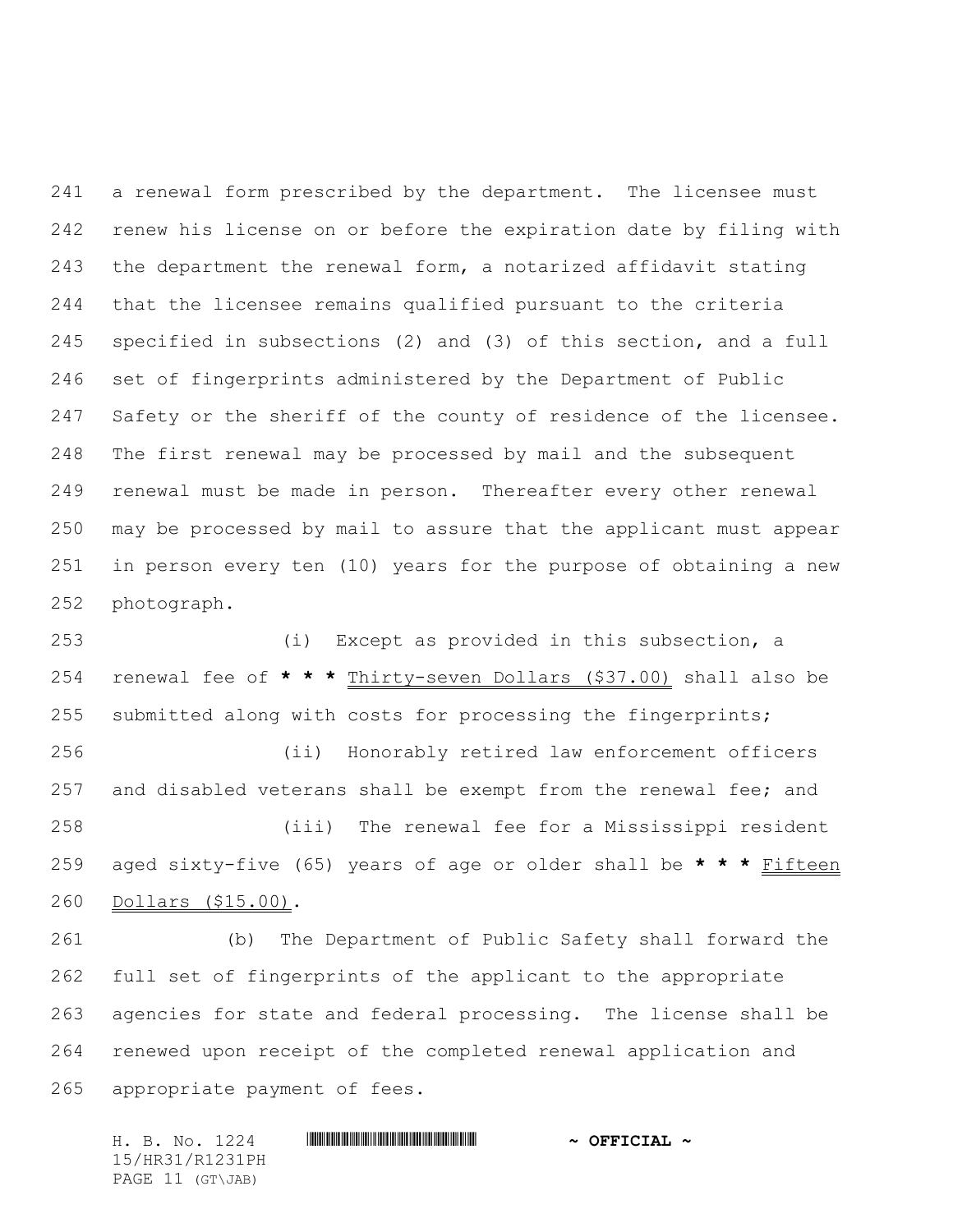a renewal form prescribed by the department. The licensee must renew his license on or before the expiration date by filing with the department the renewal form, a notarized affidavit stating that the licensee remains qualified pursuant to the criteria specified in subsections (2) and (3) of this section, and a full set of fingerprints administered by the Department of Public Safety or the sheriff of the county of residence of the licensee. The first renewal may be processed by mail and the subsequent renewal must be made in person. Thereafter every other renewal may be processed by mail to assure that the applicant must appear in person every ten (10) years for the purpose of obtaining a new photograph.

(i) Except as provided in this subsection, a renewal fee of * * * Thirty-seven Dollars ($37.00) shall also be submitted along with costs for processing the fingerprints;

(ii) Honorably retired law enforcement officers and disabled veterans shall be exempt from the renewal fee; and

(iii) The renewal fee for a Mississippi resident aged sixty-five (65) years of age or older shall be * * * Fifteen Dollars ($15.00).

(b) The Department of Public Safety shall forward the full set of fingerprints of the applicant to the appropriate agencies for state and federal processing. The license shall be renewed upon receipt of the completed renewal application and appropriate payment of fees.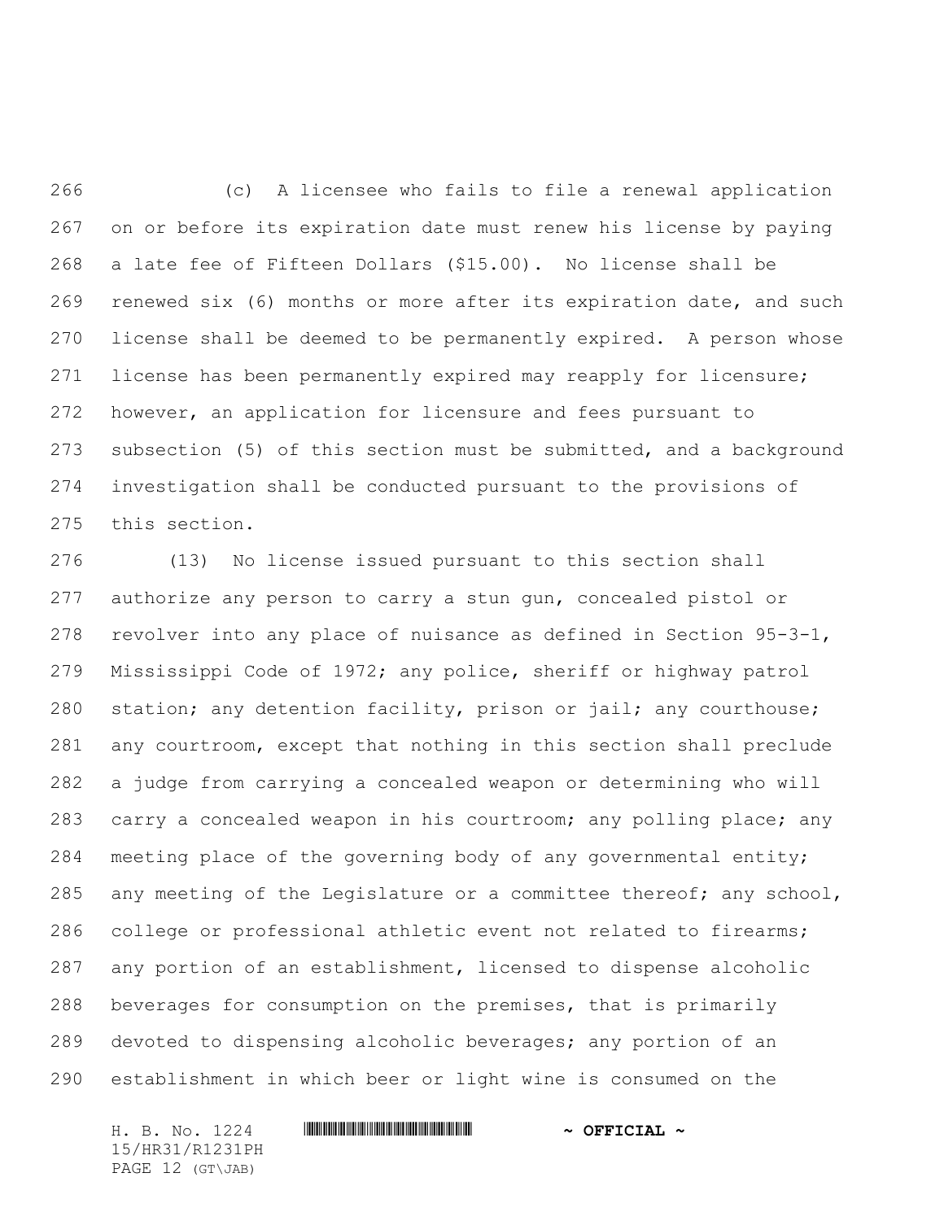(c) A licensee who fails to file a renewal application on or before its expiration date must renew his license by paying a late fee of Fifteen Dollars ($15.00). No license shall be renewed six (6) months or more after its expiration date, and such license shall be deemed to be permanently expired. A person whose license has been permanently expired may reapply for licensure; however, an application for licensure and fees pursuant to subsection (5) of this section must be submitted, and a background investigation shall be conducted pursuant to the provisions of this section.

(13) No license issued pursuant to this section shall authorize any person to carry a stun gun, concealed pistol or revolver into any place of nuisance as defined in Section 95-3-1, Mississippi Code of 1972; any police, sheriff or highway patrol station; any detention facility, prison or jail; any courthouse; any courtroom, except that nothing in this section shall preclude a judge from carrying a concealed weapon or determining who will carry a concealed weapon in his courtroom; any polling place; any meeting place of the governing body of any governmental entity; any meeting of the Legislature or a committee thereof; any school, college or professional athletic event not related to firearms; any portion of an establishment, licensed to dispense alcoholic beverages for consumption on the premises, that is primarily devoted to dispensing alcoholic beverages; any portion of an establishment in which beer or light wine is consumed on the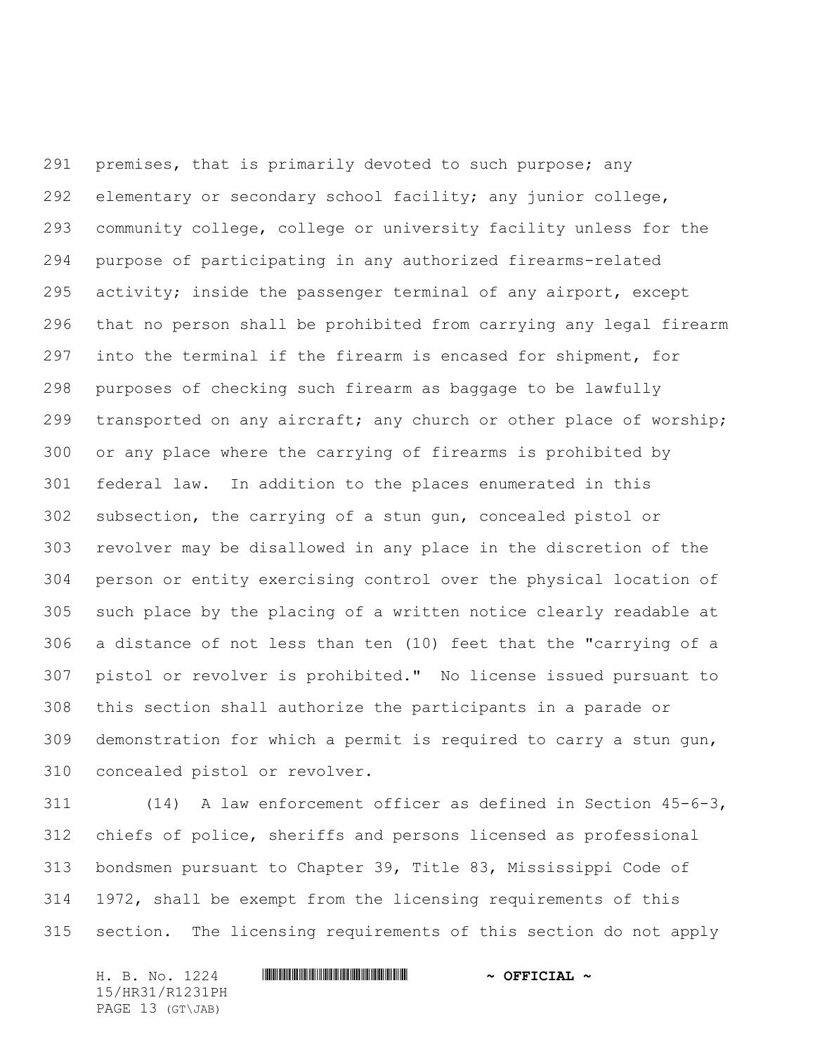premises, that is primarily devoted to such purpose; any elementary or secondary school facility; any junior college, community college, college or university facility unless for the purpose of participating in any authorized firearms-related activity; inside the passenger terminal of any airport, except that no person shall be prohibited from carrying any legal firearm into the terminal if the firearm is encased for shipment, for purposes of checking such firearm as baggage to be lawfully transported on any aircraft; any church or other place of worship; or any place where the carrying of firearms is prohibited by federal law. In addition to the places enumerated in this subsection, the carrying of a stun gun, concealed pistol or revolver may be disallowed in any place in the discretion of the person or entity exercising control over the physical location of such place by the placing of a written notice clearly readable at a distance of not less than ten (10) feet that the "carrying of a pistol or revolver is prohibited." No license issued pursuant to this section shall authorize the participants in a parade or demonstration for which a permit is required to carry a stun gun, concealed pistol or revolver.

(14) A law enforcement officer as defined in Section 45-6-3, chiefs of police, sheriffs and persons licensed as professional bondsmen pursuant to Chapter 39, Title 83, Mississippi Code of 1972, shall be exempt from the licensing requirements of this section. The licensing requirements of this section do not apply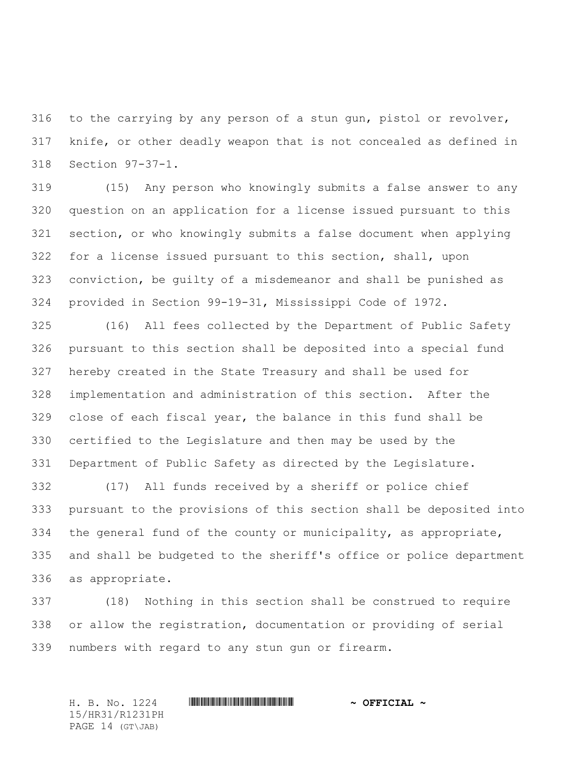to the carrying by any person of a stun gun, pistol or revolver, knife, or other deadly weapon that is not concealed as defined in Section 97-37-1.

(15) Any person who knowingly submits a false answer to any question on an application for a license issued pursuant to this section, or who knowingly submits a false document when applying for a license issued pursuant to this section, shall, upon conviction, be guilty of a misdemeanor and shall be punished as provided in Section 99-19-31, Mississippi Code of 1972.

(16) All fees collected by the Department of Public Safety pursuant to this section shall be deposited into a special fund hereby created in the State Treasury and shall be used for implementation and administration of this section. After the close of each fiscal year, the balance in this fund shall be certified to the Legislature and then may be used by the Department of Public Safety as directed by the Legislature.

(17) All funds received by a sheriff or police chief pursuant to the provisions of this section shall be deposited into the general fund of the county or municipality, as appropriate, and shall be budgeted to the sheriff's office or police department as appropriate.

(18) Nothing in this section shall be construed to require or allow the registration, documentation or providing of serial numbers with regard to any stun gun or firearm.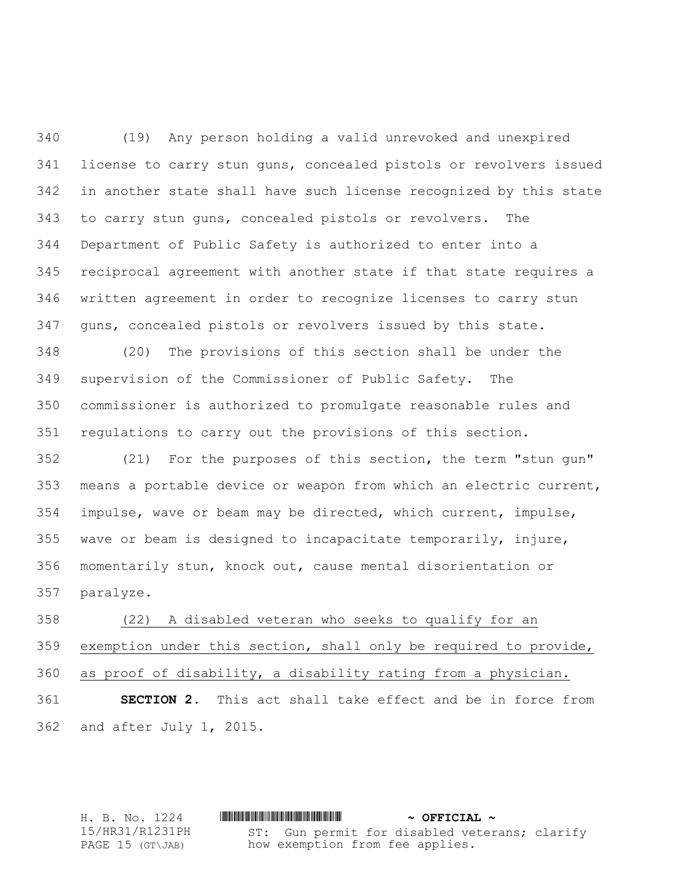(19) Any person holding a valid unrevoked and unexpired license to carry stun guns, concealed pistols or revolvers issued in another state shall have such license recognized by this state to carry stun guns, concealed pistols or revolvers. The Department of Public Safety is authorized to enter into a reciprocal agreement with another state if that state requires a written agreement in order to recognize licenses to carry stun guns, concealed pistols or revolvers issued by this state.

(20) The provisions of this section shall be under the supervision of the Commissioner of Public Safety. The commissioner is authorized to promulgate reasonable rules and regulations to carry out the provisions of this section.

(21) For the purposes of this section, the term "stun gun" means a portable device or weapon from which an electric current, impulse, wave or beam may be directed, which current, impulse, wave or beam is designed to incapacitate temporarily, injure, momentarily stun, knock out, cause mental disorientation or paralyze.

<u>(22) A disabled veteran who seeks to qualify for an exemption under this section, shall only be required to provide, as proof of disability, a disability rating from a physician.</u>

**SECTION 2.** This act shall take effect and be in force from and after July 1, 2015.

H. B. No. 1224 ~ OFFICIAL ~
15/HR31/R1231PH
ST: Gun permit for disabled veterans; clarify how exemption from fee applies.